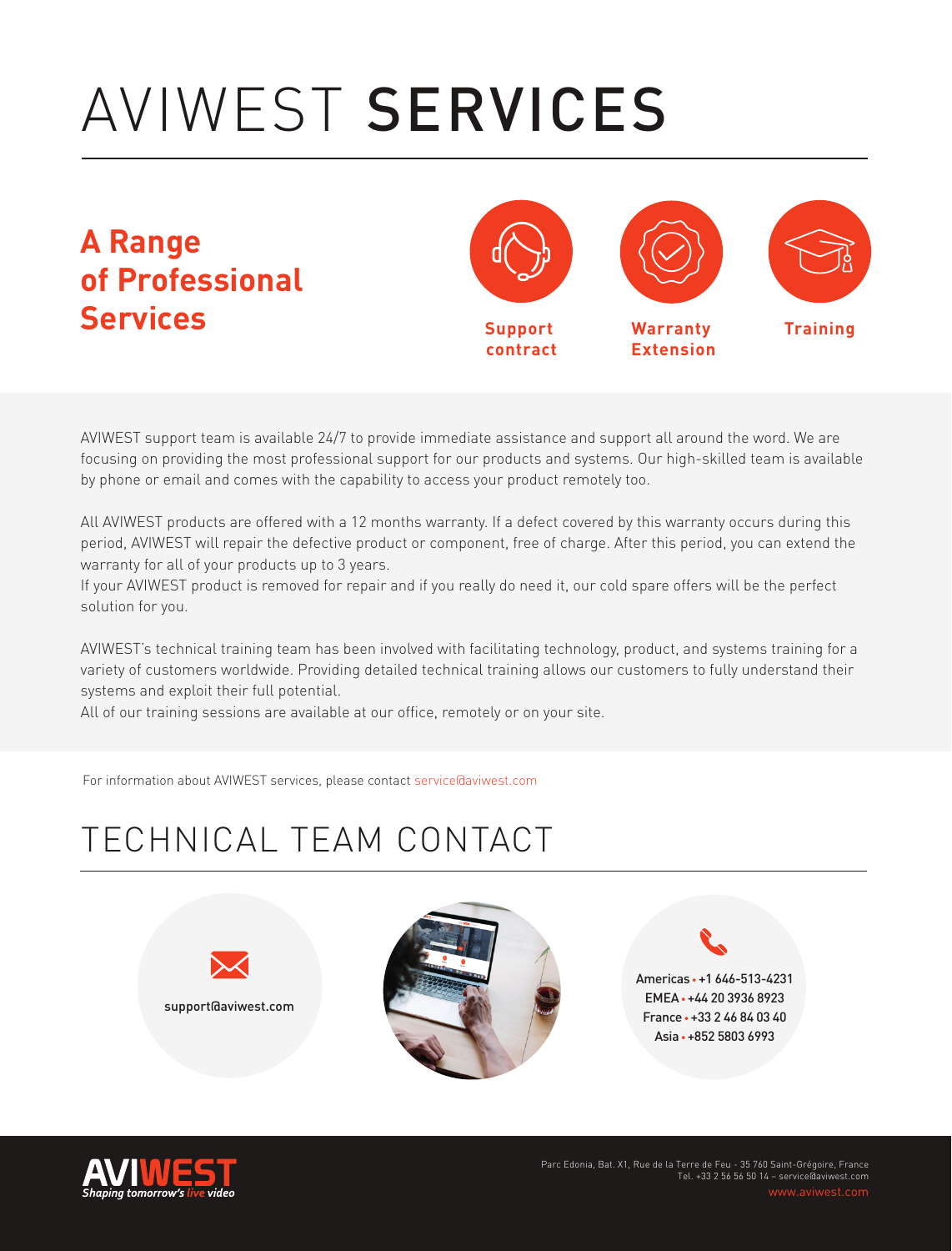# AVIWEST **SERVICES**

## A Range of Professional Services

**Support contract**

**Warranty Extension**

**Training**

AVIWEST support team is available 24/7 to provide immediate assistance and support all around the word. We are focusing on providing the most professional support for our products and systems. Our high-skilled team is available by phone or email and comes with the capability to access your product remotely too.

All AVIWEST products are offered with a 12 months warranty. If a defect covered by this warranty occurs during this period, AVIWEST will repair the defective product or component, free of charge. After this period, you can extend the warranty for all of your products up to 3 years.
If your AVIWEST product is removed for repair and if you really do need it, our cold spare offers will be the perfect solution for you.

AVIWEST's technical training team has been involved with facilitating technology, product, and systems training for a variety of customers worldwide. Providing detailed technical training allows our customers to fully understand their systems and exploit their full potential.
All of our training sessions are available at our office, remotely or on your site.

For information about AVIWEST services, please contact service@aviwest.com

# TECHNICAL TEAM CONTACT

support@aviwest.com

Americas • +1 646-513-4231
EMEA • +44 20 3936 8923
France • +33 2 46 84 03 40
Asia • +852 5803 6993

AVIWEST
*Shaping tomorrow's live video*

Parc Edonia, Bat. X1, Rue de la Terre de Feu - 35 760 Saint-Grégoire, France
Tel. +33 2 56 56 50 14 – service@aviwest.com
www.aviwest.com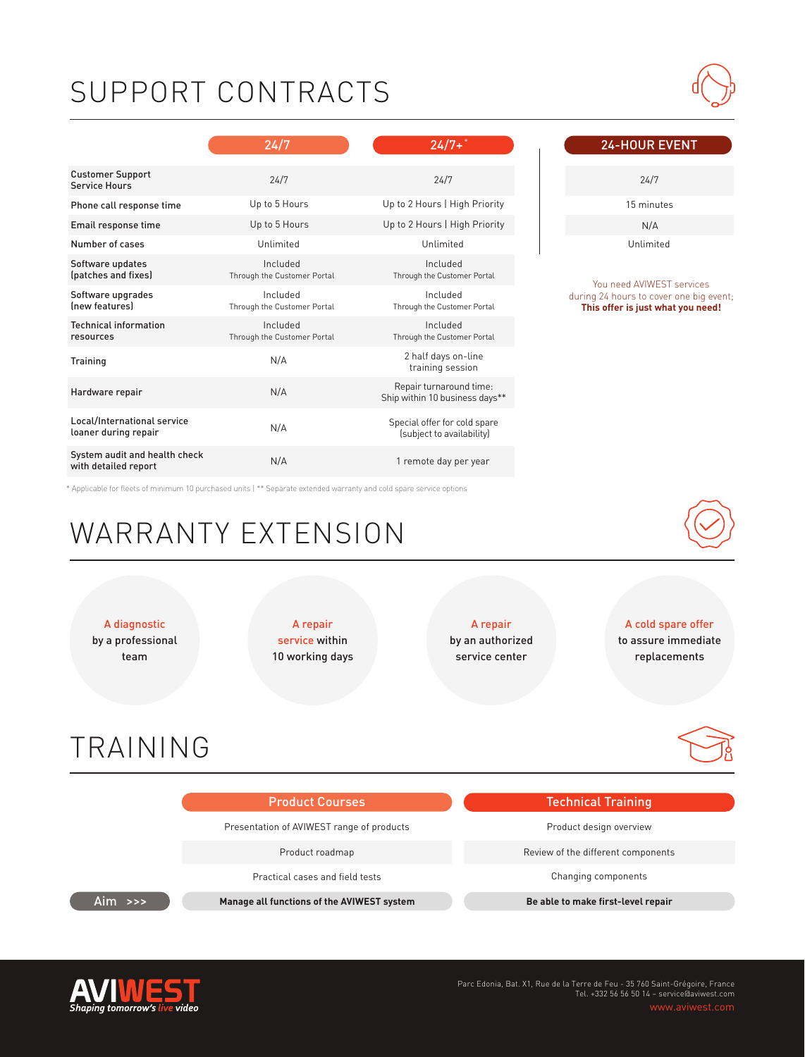# SUPPORT CONTRACTS

| | 24/7 | 24/7+* | 24-HOUR EVENT |
|---|---|---|---|
| Customer Support Service Hours | 24/7 | 24/7 | 24/7 |
| Phone call response time | Up to 5 Hours | Up to 2 Hours \| High Priority | 15 minutes |
| Email response time | Up to 5 Hours | Up to 2 Hours \| High Priority | N/A |
| Number of cases | Unlimited | Unlimited | Unlimited |
| Software updates (patches and fixes) | Included Through the Customer Portal | Included Through the Customer Portal | |
| Software upgrades (new features) | Included Through the Customer Portal | Included Through the Customer Portal | |
| Technical information resources | Included Through the Customer Portal | Included Through the Customer Portal | |
| Training | N/A | 2 half days on-line training session | |
| Hardware repair | N/A | Repair turnaround time: Ship within 10 business days** | |
| Local/International service loaner during repair | N/A | Special offer for cold spare (subject to availability) | |
| System audit and health check with detailed report | N/A | 1 remote day per year | |

You need AVIWEST services during 24 hours to cover one big event; **This offer is just what you need!**

* Applicable for fleets of minimum 10 purchased units | ** Separate extended warranty and cold spare service options

# WARRANTY EXTENSION

- A diagnostic by a professional team
- A repair service within 10 working days
- A repair by an authorized service center
- A cold spare offer to assure immediate replacements

# TRAINING

| | Product Courses | Technical Training |
|---|---|---|
| | Presentation of AVIWEST range of products | Product design overview |
| | Product roadmap | Review of the different components |
| | Practical cases and field tests | Changing components |
| Aim >>> | **Manage all functions of the AVIWEST system** | **Be able to make first-level repair** |

AVIWEST
*Shaping tomorrow's live video*

Parc Edonia, Bat. X1, Rue de la Terre de Feu - 35 760 Saint-Grégoire, France
Tel. +332 56 56 50 14 – service@aviwest.com
www.aviwest.com